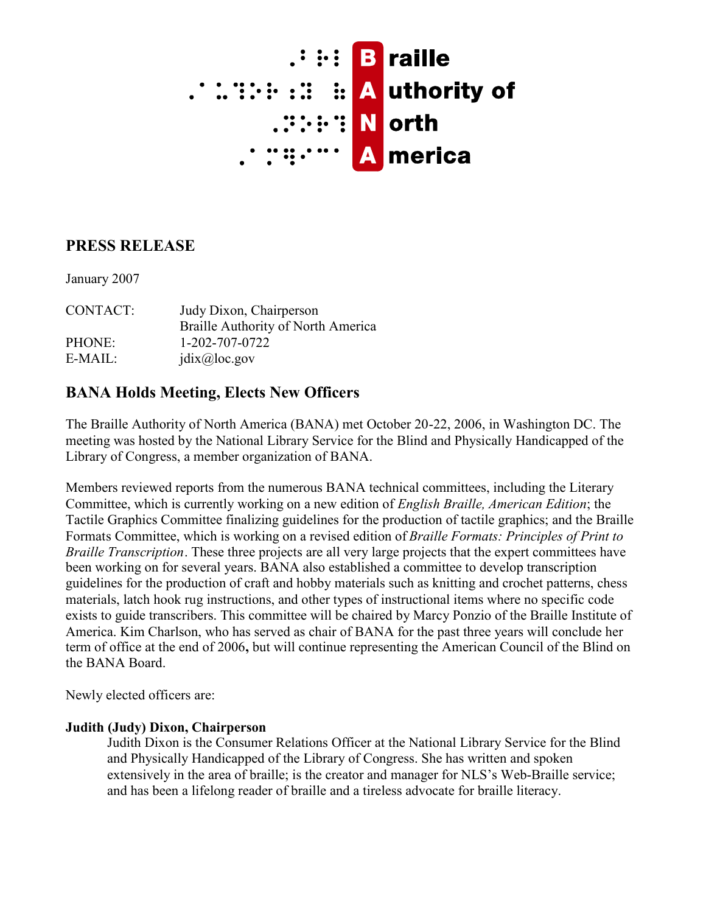**B**raille
**A**uthority of
**N**orth
**A**merica

## PRESS RELEASE

January 2007

CONTACT: Judy Dixon, Chairperson
Braille Authority of North America
PHONE: 1-202-707-0722
E-MAIL: jdix@loc.gov

## BANA Holds Meeting, Elects New Officers

The Braille Authority of North America (BANA) met October 20-22, 2006, in Washington DC. The meeting was hosted by the National Library Service for the Blind and Physically Handicapped of the Library of Congress, a member organization of BANA.

Members reviewed reports from the numerous BANA technical committees, including the Literary Committee, which is currently working on a new edition of *English Braille, American Edition*; the Tactile Graphics Committee finalizing guidelines for the production of tactile graphics; and the Braille Formats Committee, which is working on a revised edition of *Braille Formats: Principles of Print to Braille Transcription*. These three projects are all very large projects that the expert committees have been working on for several years. BANA also established a committee to develop transcription guidelines for the production of craft and hobby materials such as knitting and crochet patterns, chess materials, latch hook rug instructions, and other types of instructional items where no specific code exists to guide transcribers. This committee will be chaired by Marcy Ponzio of the Braille Institute of America. Kim Charlson, who has served as chair of BANA for the past three years will conclude her term of office at the end of 2006**,** but will continue representing the American Council of the Blind on the BANA Board.

Newly elected officers are:

**Judith (Judy) Dixon, Chairperson**
Judith Dixon is the Consumer Relations Officer at the National Library Service for the Blind and Physically Handicapped of the Library of Congress. She has written and spoken extensively in the area of braille; is the creator and manager for NLS's Web-Braille service; and has been a lifelong reader of braille and a tireless advocate for braille literacy.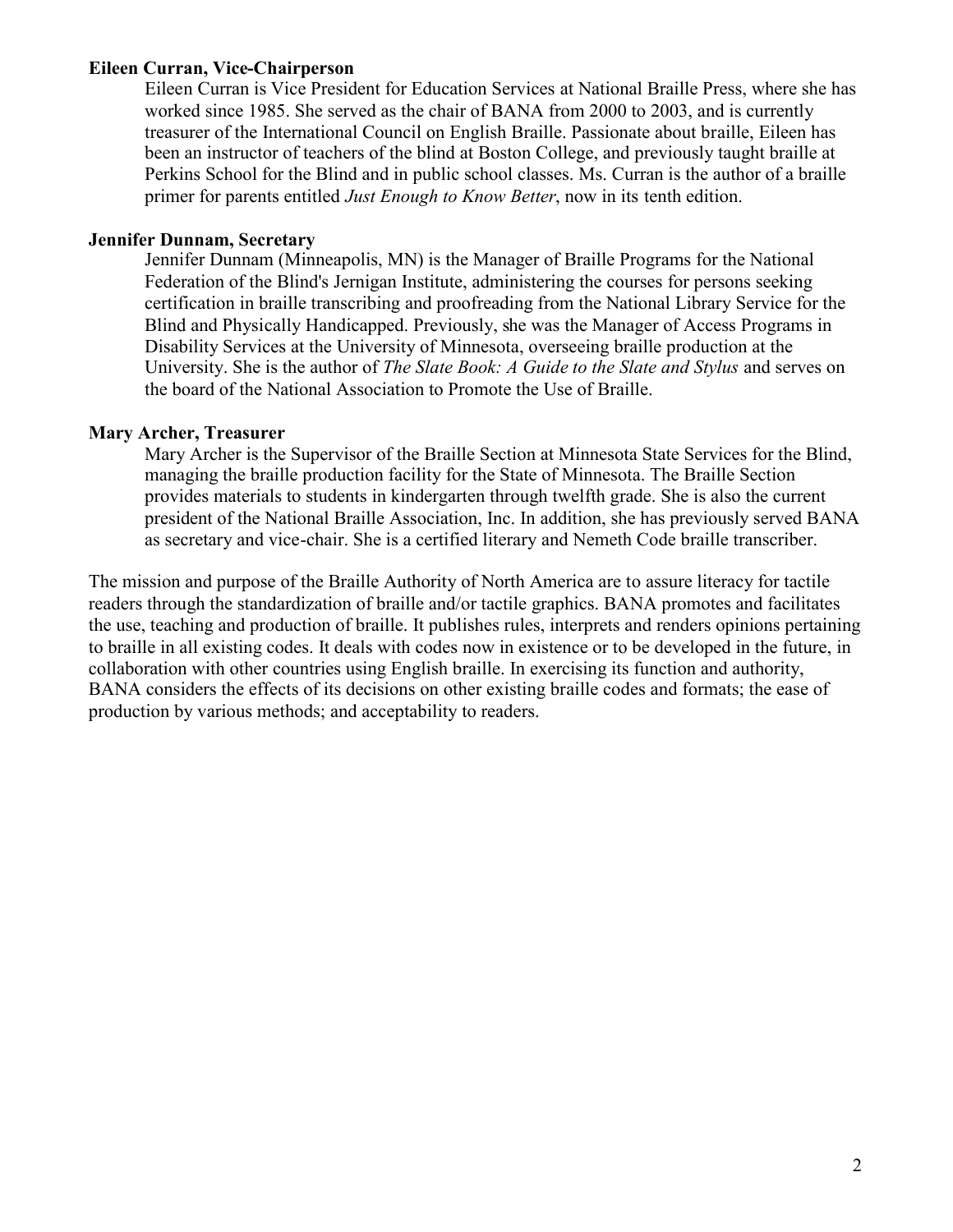**Eileen Curran, Vice-Chairperson**

Eileen Curran is Vice President for Education Services at National Braille Press, where she has worked since 1985. She served as the chair of BANA from 2000 to 2003, and is currently treasurer of the International Council on English Braille. Passionate about braille, Eileen has been an instructor of teachers of the blind at Boston College, and previously taught braille at Perkins School for the Blind and in public school classes. Ms. Curran is the author of a braille primer for parents entitled *Just Enough to Know Better*, now in its tenth edition.

**Jennifer Dunnam, Secretary**

Jennifer Dunnam (Minneapolis, MN) is the Manager of Braille Programs for the National Federation of the Blind's Jernigan Institute, administering the courses for persons seeking certification in braille transcribing and proofreading from the National Library Service for the Blind and Physically Handicapped. Previously, she was the Manager of Access Programs in Disability Services at the University of Minnesota, overseeing braille production at the University. She is the author of *The Slate Book: A Guide to the Slate and Stylus* and serves on the board of the National Association to Promote the Use of Braille.

**Mary Archer, Treasurer**

Mary Archer is the Supervisor of the Braille Section at Minnesota State Services for the Blind, managing the braille production facility for the State of Minnesota. The Braille Section provides materials to students in kindergarten through twelfth grade. She is also the current president of the National Braille Association, Inc. In addition, she has previously served BANA as secretary and vice-chair. She is a certified literary and Nemeth Code braille transcriber.

The mission and purpose of the Braille Authority of North America are to assure literacy for tactile readers through the standardization of braille and/or tactile graphics. BANA promotes and facilitates the use, teaching and production of braille. It publishes rules, interprets and renders opinions pertaining to braille in all existing codes. It deals with codes now in existence or to be developed in the future, in collaboration with other countries using English braille. In exercising its function and authority, BANA considers the effects of its decisions on other existing braille codes and formats; the ease of production by various methods; and acceptability to readers.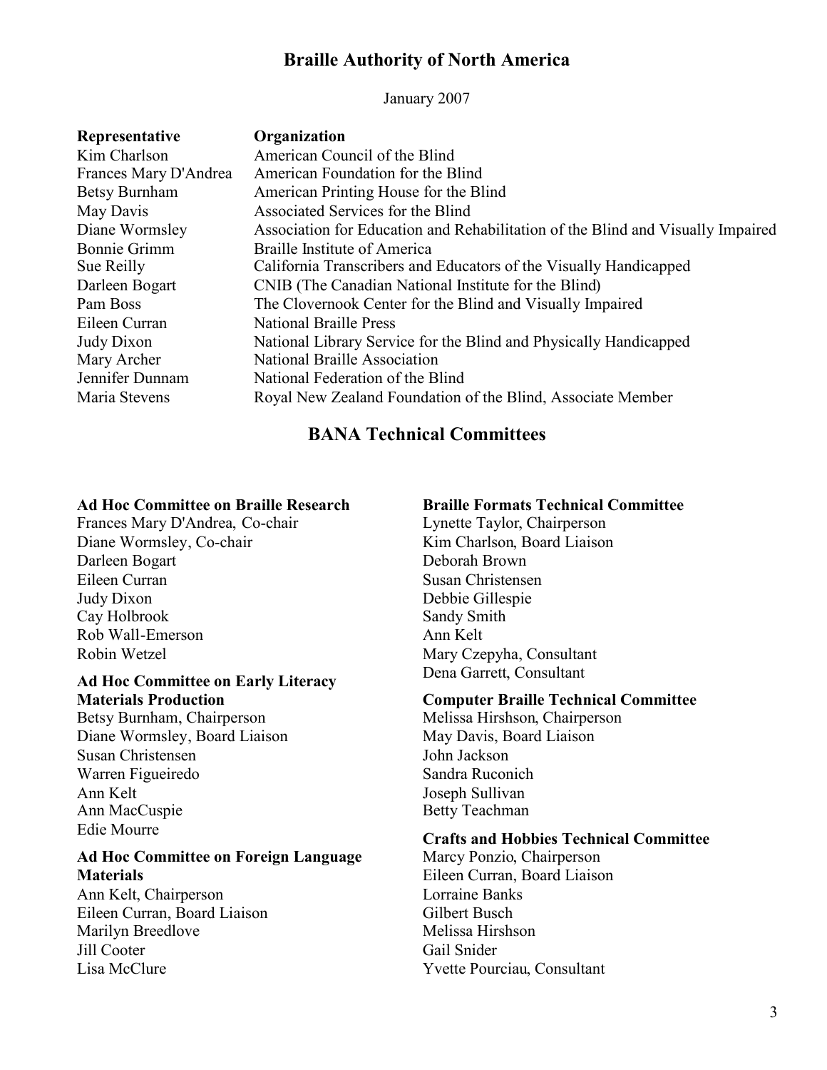# Braille Authority of North America

January 2007

| Representative | Organization |
| --- | --- |
| Kim Charlson | American Council of the Blind |
| Frances Mary D'Andrea | American Foundation for the Blind |
| Betsy Burnham | American Printing House for the Blind |
| May Davis | Associated Services for the Blind |
| Diane Wormsley | Association for Education and Rehabilitation of the Blind and Visually Impaired |
| Bonnie Grimm | Braille Institute of America |
| Sue Reilly | California Transcribers and Educators of the Visually Handicapped |
| Darleen Bogart | CNIB (The Canadian National Institute for the Blind) |
| Pam Boss | The Clovernook Center for the Blind and Visually Impaired |
| Eileen Curran | National Braille Press |
| Judy Dixon | National Library Service for the Blind and Physically Handicapped |
| Mary Archer | National Braille Association |
| Jennifer Dunnam | National Federation of the Blind |
| Maria Stevens | Royal New Zealand Foundation of the Blind, Associate Member |

## BANA Technical Committees

**Ad Hoc Committee on Braille Research**
Frances Mary D'Andrea, Co-chair
Diane Wormsley, Co-chair
Darleen Bogart
Eileen Curran
Judy Dixon
Cay Holbrook
Rob Wall-Emerson
Robin Wetzel

**Ad Hoc Committee on Early Literacy Materials Production**
Betsy Burnham, Chairperson
Diane Wormsley, Board Liaison
Susan Christensen
Warren Figueiredo
Ann Kelt
Ann MacCuspie
Edie Mourre

**Ad Hoc Committee on Foreign Language Materials**
Ann Kelt, Chairperson
Eileen Curran, Board Liaison
Marilyn Breedlove
Jill Cooter
Lisa McClure

**Braille Formats Technical Committee**
Lynette Taylor, Chairperson
Kim Charlson, Board Liaison
Deborah Brown
Susan Christensen
Debbie Gillespie
Sandy Smith
Ann Kelt
Mary Czepyha, Consultant
Dena Garrett, Consultant

**Computer Braille Technical Committee**
Melissa Hirshson, Chairperson
May Davis, Board Liaison
John Jackson
Sandra Ruconich
Joseph Sullivan
Betty Teachman

**Crafts and Hobbies Technical Committee**
Marcy Ponzio, Chairperson
Eileen Curran, Board Liaison
Lorraine Banks
Gilbert Busch
Melissa Hirshson
Gail Snider
Yvette Pourciau, Consultant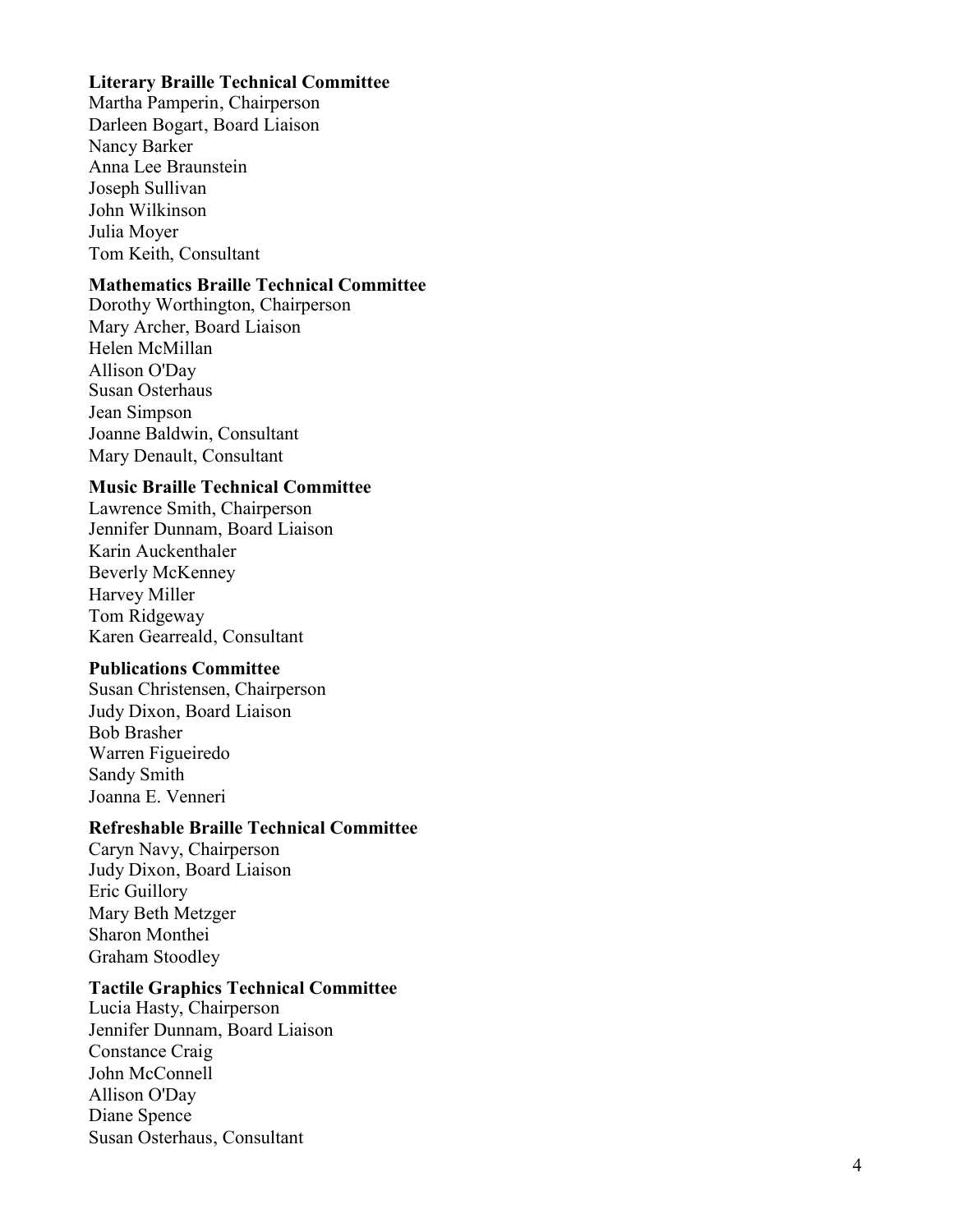**Literary Braille Technical Committee**

Martha Pamperin, Chairperson
Darleen Bogart, Board Liaison
Nancy Barker
Anna Lee Braunstein
Joseph Sullivan
John Wilkinson
Julia Moyer
Tom Keith, Consultant

**Mathematics Braille Technical Committee**

Dorothy Worthington, Chairperson
Mary Archer, Board Liaison
Helen McMillan
Allison O'Day
Susan Osterhaus
Jean Simpson
Joanne Baldwin, Consultant
Mary Denault, Consultant

**Music Braille Technical Committee**

Lawrence Smith, Chairperson
Jennifer Dunnam, Board Liaison
Karin Auckenthaler
Beverly McKenney
Harvey Miller
Tom Ridgeway
Karen Gearreald, Consultant

**Publications Committee**

Susan Christensen, Chairperson
Judy Dixon, Board Liaison
Bob Brasher
Warren Figueiredo
Sandy Smith
Joanna E. Venneri

**Refreshable Braille Technical Committee**

Caryn Navy, Chairperson
Judy Dixon, Board Liaison
Eric Guillory
Mary Beth Metzger
Sharon Monthei
Graham Stoodley

**Tactile Graphics Technical Committee**

Lucia Hasty, Chairperson
Jennifer Dunnam, Board Liaison
Constance Craig
John McConnell
Allison O'Day
Diane Spence
Susan Osterhaus, Consultant